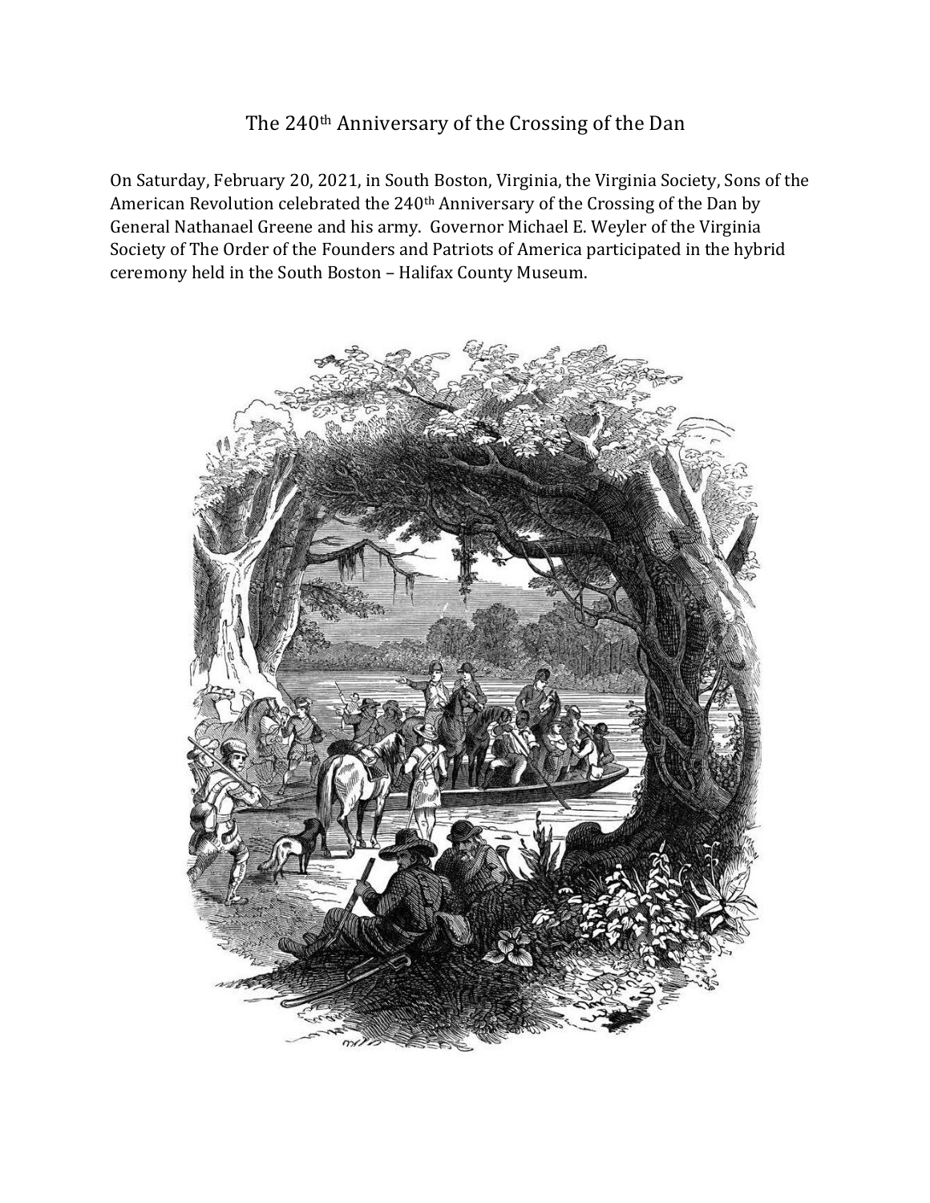# The 240th Anniversary of the Crossing of the Dan

On Saturday, February 20, 2021, in South Boston, Virginia, the Virginia Society, Sons of the American Revolution celebrated the 240th Anniversary of the Crossing of the Dan by General Nathanael Greene and his army. Governor Michael E. Weyler of the Virginia Society of The Order of the Founders and Patriots of America participated in the hybrid ceremony held in the South Boston – Halifax County Museum.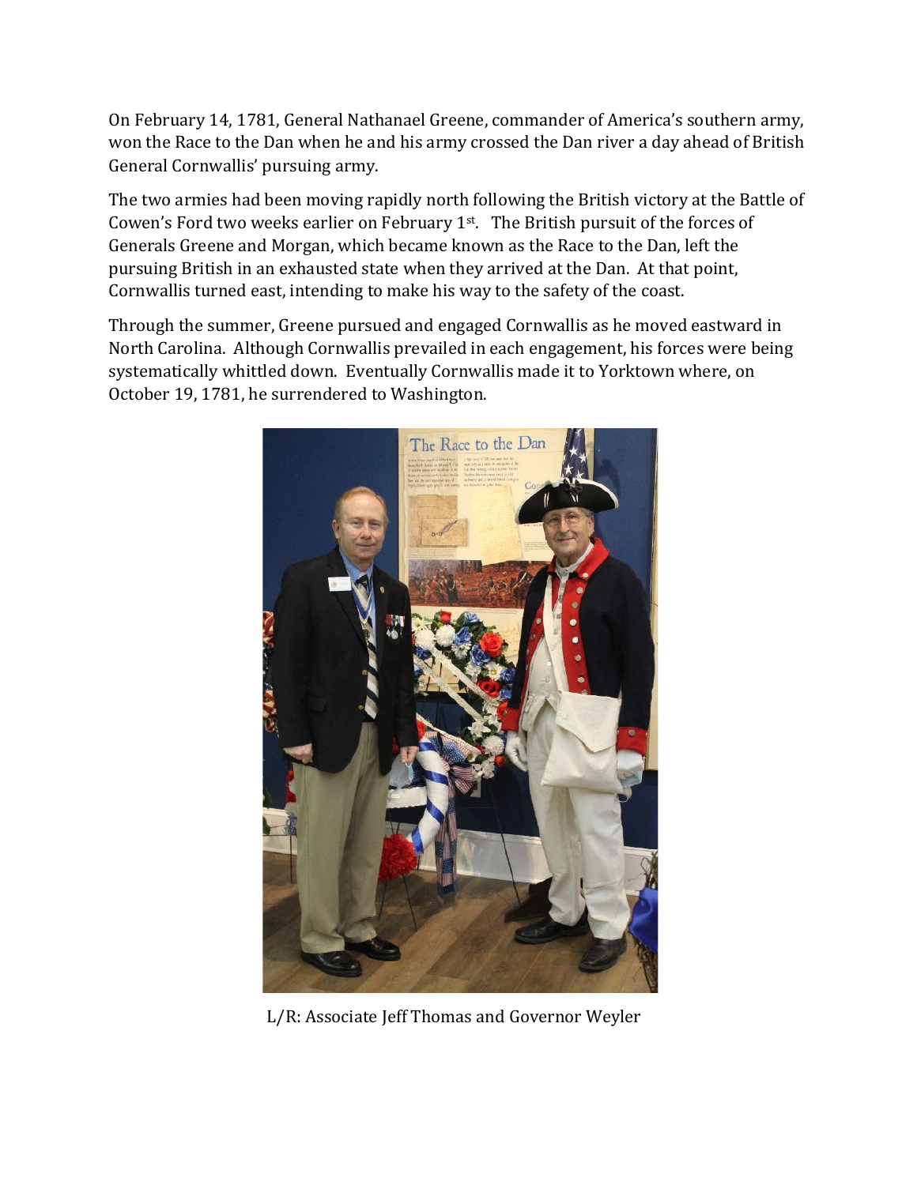On February 14, 1781, General Nathanael Greene, commander of America's southern army, won the Race to the Dan when he and his army crossed the Dan river a day ahead of British General Cornwallis' pursuing army.

The two armies had been moving rapidly north following the British victory at the Battle of Cowen's Ford two weeks earlier on February 1st. The British pursuit of the forces of Generals Greene and Morgan, which became known as the Race to the Dan, left the pursuing British in an exhausted state when they arrived at the Dan. At that point, Cornwallis turned east, intending to make his way to the safety of the coast.

Through the summer, Greene pursued and engaged Cornwallis as he moved eastward in North Carolina. Although Cornwallis prevailed in each engagement, his forces were being systematically whittled down. Eventually Cornwallis made it to Yorktown where, on October 19, 1781, he surrendered to Washington.

L/R: Associate Jeff Thomas and Governor Weyler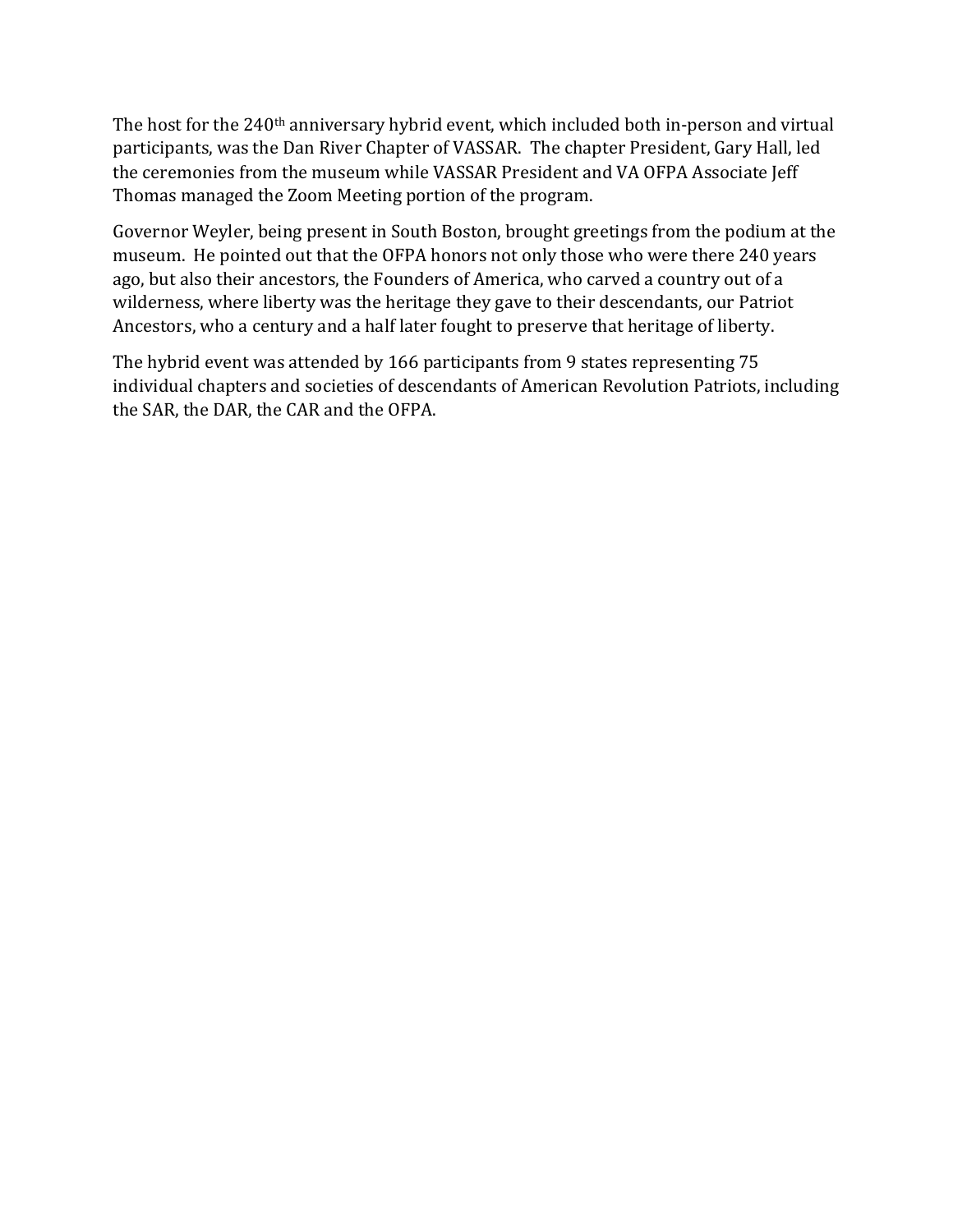The host for the 240th anniversary hybrid event, which included both in-person and virtual participants, was the Dan River Chapter of VASSAR. The chapter President, Gary Hall, led the ceremonies from the museum while VASSAR President and VA OFPA Associate Jeff Thomas managed the Zoom Meeting portion of the program.

Governor Weyler, being present in South Boston, brought greetings from the podium at the museum. He pointed out that the OFPA honors not only those who were there 240 years ago, but also their ancestors, the Founders of America, who carved a country out of a wilderness, where liberty was the heritage they gave to their descendants, our Patriot Ancestors, who a century and a half later fought to preserve that heritage of liberty.

The hybrid event was attended by 166 participants from 9 states representing 75 individual chapters and societies of descendants of American Revolution Patriots, including the SAR, the DAR, the CAR and the OFPA.